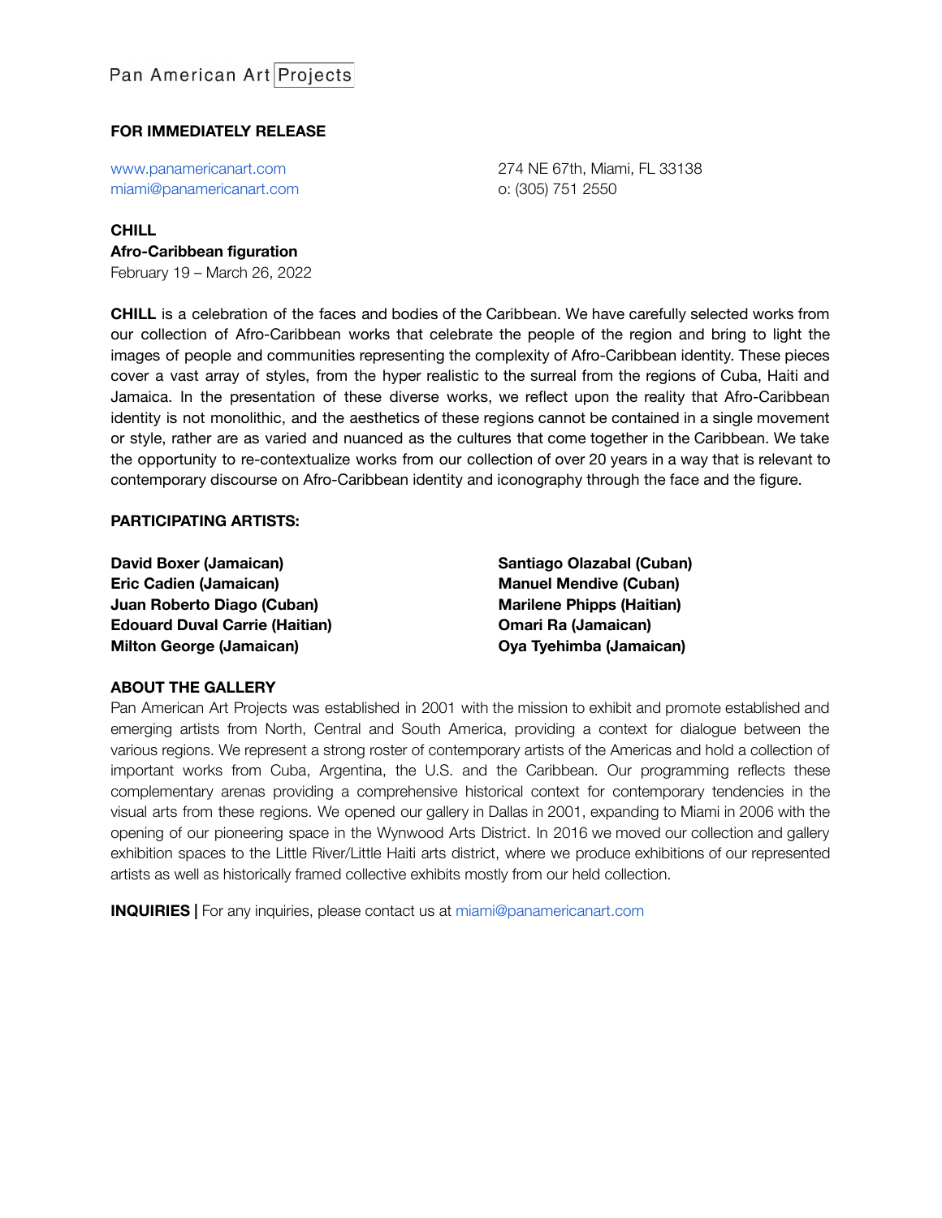Pan American Art Projects

**FOR IMMEDIATELY RELEASE**

www.panamericanart.com
miami@panamericanart.com

274 NE 67th, Miami, FL 33138
o: (305) 751 2550

**CHILL**
**Afro-Caribbean figuration**
February 19 – March 26, 2022

**CHILL** is a celebration of the faces and bodies of the Caribbean. We have carefully selected works from our collection of Afro-Caribbean works that celebrate the people of the region and bring to light the images of people and communities representing the complexity of Afro-Caribbean identity. These pieces cover a vast array of styles, from the hyper realistic to the surreal from the regions of Cuba, Haiti and Jamaica. In the presentation of these diverse works, we reflect upon the reality that Afro-Caribbean identity is not monolithic, and the aesthetics of these regions cannot be contained in a single movement or style, rather are as varied and nuanced as the cultures that come together in the Caribbean. We take the opportunity to re-contextualize works from our collection of over 20 years in a way that is relevant to contemporary discourse on Afro-Caribbean identity and iconography through the face and the figure.

**PARTICIPATING ARTISTS:**

**David Boxer (Jamaican)**
**Eric Cadien (Jamaican)**
**Juan Roberto Diago (Cuban)**
**Edouard Duval Carrie (Haitian)**
**Milton George (Jamaican)**
**Santiago Olazabal (Cuban)**
**Manuel Mendive (Cuban)**
**Marilene Phipps (Haitian)**
**Omari Ra (Jamaican)**
**Oya Tyehimba (Jamaican)**

**ABOUT THE GALLERY**

Pan American Art Projects was established in 2001 with the mission to exhibit and promote established and emerging artists from North, Central and South America, providing a context for dialogue between the various regions. We represent a strong roster of contemporary artists of the Americas and hold a collection of important works from Cuba, Argentina, the U.S. and the Caribbean. Our programming reflects these complementary arenas providing a comprehensive historical context for contemporary tendencies in the visual arts from these regions. We opened our gallery in Dallas in 2001, expanding to Miami in 2006 with the opening of our pioneering space in the Wynwood Arts District. In 2016 we moved our collection and gallery exhibition spaces to the Little River/Little Haiti arts district, where we produce exhibitions of our represented artists as well as historically framed collective exhibits mostly from our held collection.

**INQUIRIES |** For any inquiries, please contact us at miami@panamericanart.com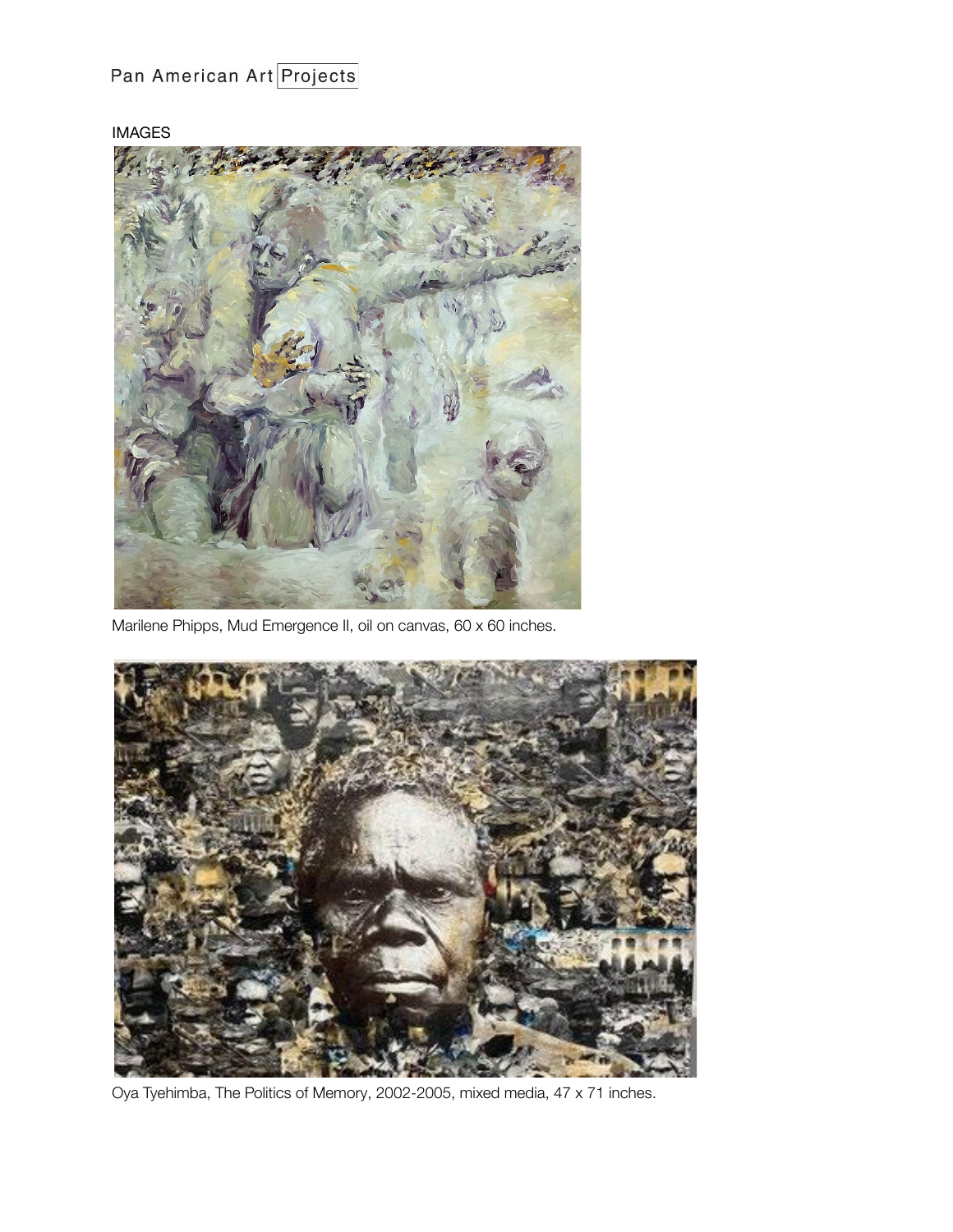IMAGES

Marilene Phipps, Mud Emergence II, oil on canvas, 60 x 60 inches.

Oya Tyehimba, The Politics of Memory, 2002-2005, mixed media, 47 x 71 inches.